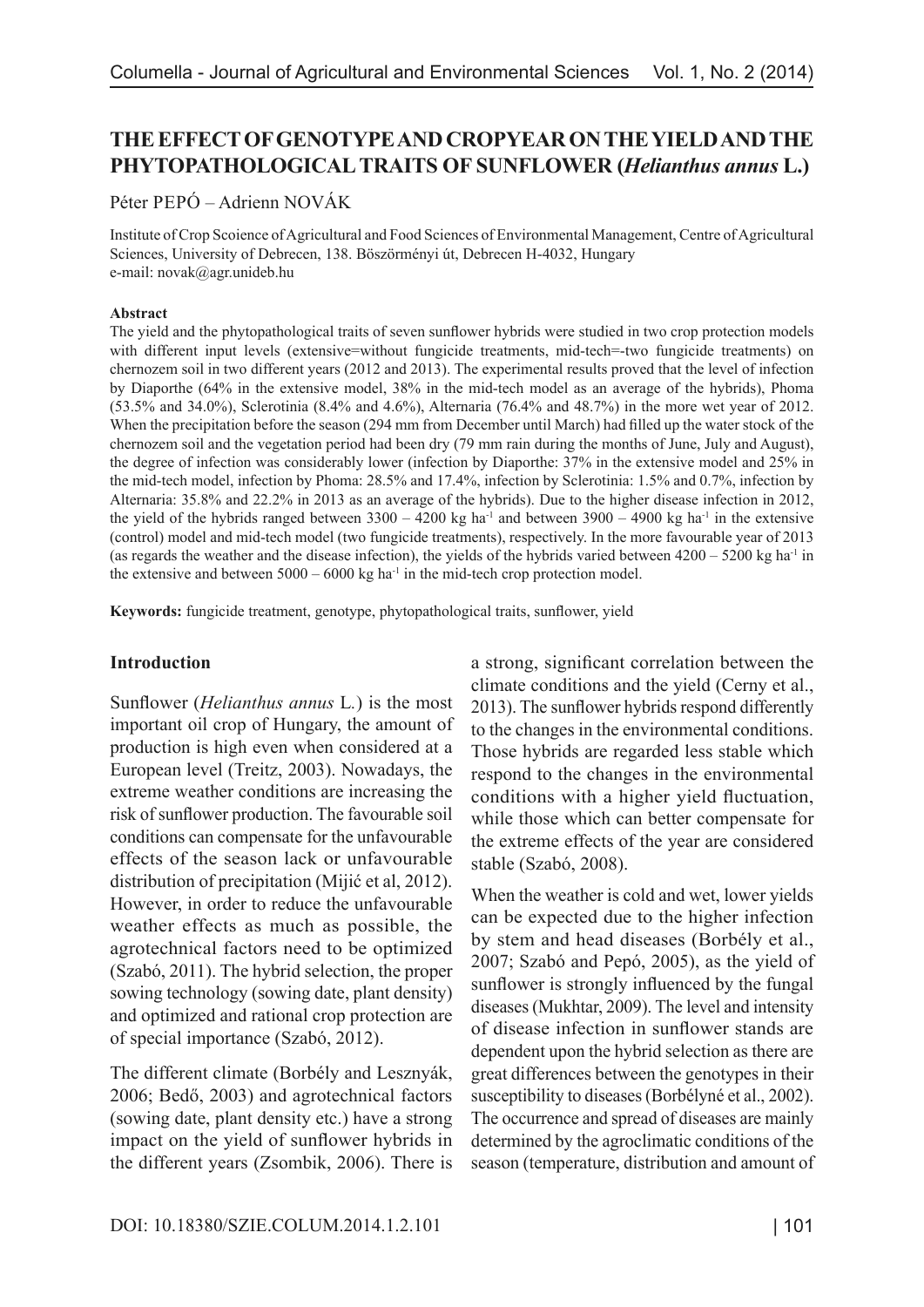# THE EFFECT OF GENOTYPE AND CROPYEAR ON THE YIELD AND THE PHYTOPATHOLOGICAL TRAITS OF SUNFLOWER (*Helianthus annus* L.)

Péter PEPÓ – Adrienn NOVÁK

Institute of Crop Scoience of Agricultural and Food Sciences of Environmental Management, Centre of Agricultural Sciences, University of Debrecen, 138. Böszörményi út, Debrecen H-4032, Hungary
e-mail: novak@agr.unideb.hu

**Abstract**

The yield and the phytopathological traits of seven sunflower hybrids were studied in two crop protection models with different input levels (extensive=without fungicide treatments, mid-tech=-two fungicide treatments) on chernozem soil in two different years (2012 and 2013). The experimental results proved that the level of infection by Diaporthe (64% in the extensive model, 38% in the mid-tech model as an average of the hybrids), Phoma (53.5% and 34.0%), Sclerotinia (8.4% and 4.6%), Alternaria (76.4% and 48.7%) in the more wet year of 2012. When the precipitation before the season (294 mm from December until March) had filled up the water stock of the chernozem soil and the vegetation period had been dry (79 mm rain during the months of June, July and August), the degree of infection was considerably lower (infection by Diaporthe: 37% in the extensive model and 25% in the mid-tech model, infection by Phoma: 28.5% and 17.4%, infection by Sclerotinia: 1.5% and 0.7%, infection by Alternaria: 35.8% and 22.2% in 2013 as an average of the hybrids). Due to the higher disease infection in 2012, the yield of the hybrids ranged between 3300 – 4200 kg ha$^{-1}$ and between 3900 – 4900 kg ha$^{-1}$ in the extensive (control) model and mid-tech model (two fungicide treatments), respectively. In the more favourable year of 2013 (as regards the weather and the disease infection), the yields of the hybrids varied between 4200 – 5200 kg ha$^{-1}$ in the extensive and between 5000 – 6000 kg ha$^{-1}$ in the mid-tech crop protection model.

**Keywords:** fungicide treatment, genotype, phytopathological traits, sunflower, yield

## Introduction

Sunflower (*Helianthus annus* L.) is the most important oil crop of Hungary, the amount of production is high even when considered at a European level (Treitz, 2003). Nowadays, the extreme weather conditions are increasing the risk of sunflower production. The favourable soil conditions can compensate for the unfavourable effects of the season lack or unfavourable distribution of precipitation (Mijić et al, 2012). However, in order to reduce the unfavourable weather effects as much as possible, the agrotechnical factors need to be optimized (Szabó, 2011). The hybrid selection, the proper sowing technology (sowing date, plant density) and optimized and rational crop protection are of special importance (Szabó, 2012).

The different climate (Borbély and Lesznyák, 2006; Bedő, 2003) and agrotechnical factors (sowing date, plant density etc.) have a strong impact on the yield of sunflower hybrids in the different years (Zsombik, 2006). There is a strong, significant correlation between the climate conditions and the yield (Cerny et al., 2013). The sunflower hybrids respond differently to the changes in the environmental conditions. Those hybrids are regarded less stable which respond to the changes in the environmental conditions with a higher yield fluctuation, while those which can better compensate for the extreme effects of the year are considered stable (Szabó, 2008).

When the weather is cold and wet, lower yields can be expected due to the higher infection by stem and head diseases (Borbély et al., 2007; Szabó and Pepó, 2005), as the yield of sunflower is strongly influenced by the fungal diseases (Mukhtar, 2009). The level and intensity of disease infection in sunflower stands are dependent upon the hybrid selection as there are great differences between the genotypes in their susceptibility to diseases (Borbélyné et al., 2002). The occurrence and spread of diseases are mainly determined by the agroclimatic conditions of the season (temperature, distribution and amount of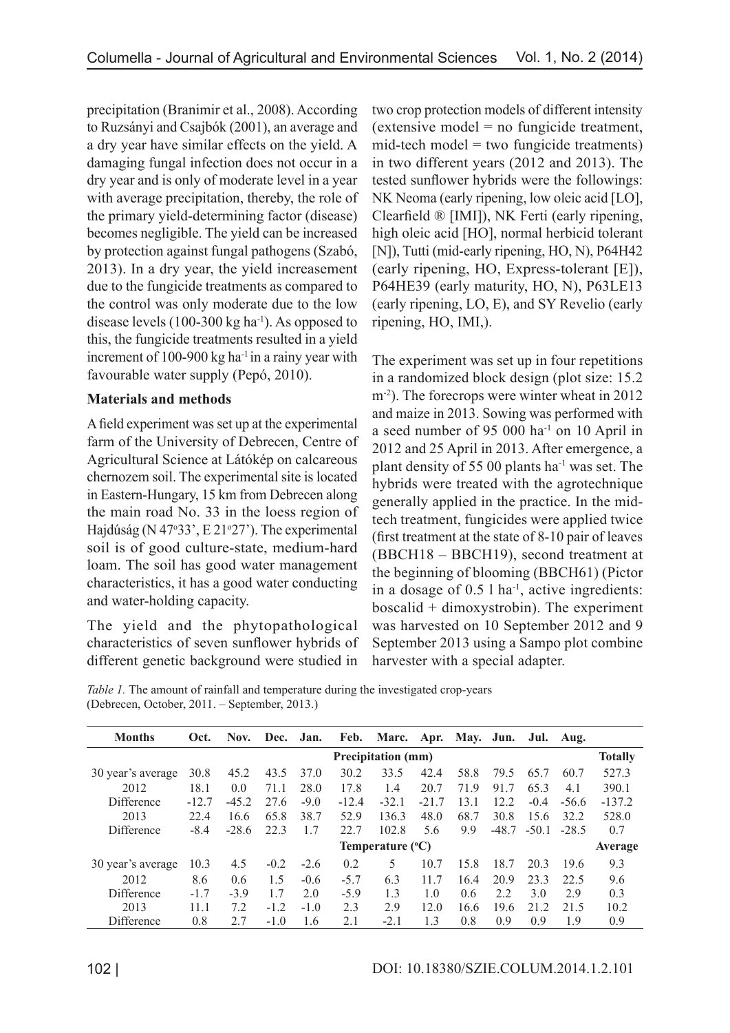precipitation (Branimir et al., 2008). According to Ruzsányi and Csajbók (2001), an average and a dry year have similar effects on the yield. A damaging fungal infection does not occur in a dry year and is only of moderate level in a year with average precipitation, thereby, the role of the primary yield-determining factor (disease) becomes negligible. The yield can be increased by protection against fungal pathogens (Szabó, 2013). In a dry year, the yield increasement due to the fungicide treatments as compared to the control was only moderate due to the low disease levels (100-300 kg ha$^{-1}$). As opposed to this, the fungicide treatments resulted in a yield increment of 100-900 kg ha$^{-1}$ in a rainy year with favourable water supply (Pepó, 2010).

**Materials and methods**

A field experiment was set up at the experimental farm of the University of Debrecen, Centre of Agricultural Science at Látókép on calcareous chernozem soil. The experimental site is located in Eastern-Hungary, 15 km from Debrecen along the main road No. 33 in the loess region of Hajdúság (N 47°33', E 21°27'). The experimental soil is of good culture-state, medium-hard loam. The soil has good water management characteristics, it has a good water conducting and water-holding capacity.

The yield and the phytopathological characteristics of seven sunflower hybrids of different genetic background were studied in two crop protection models of different intensity (extensive model = no fungicide treatment, mid-tech model = two fungicide treatments) in two different years (2012 and 2013). The tested sunflower hybrids were the followings: NK Neoma (early ripening, low oleic acid [LO], Clearfield ® [IMI]), NK Ferti (early ripening, high oleic acid [HO], normal herbicid tolerant [N]), Tutti (mid-early ripening, HO, N), P64H42 (early ripening, HO, Express-tolerant [E]), P64HE39 (early maturity, HO, N), P63LE13 (early ripening, LO, E), and SY Revelio (early ripening, HO, IMI,).

The experiment was set up in four repetitions in a randomized block design (plot size: 15.2 m$^{-2}$). The forecrops were winter wheat in 2012 and maize in 2013. Sowing was performed with a seed number of 95 000 ha$^{-1}$ on 10 April in 2012 and 25 April in 2013. After emergence, a plant density of 55 00 plants ha$^{-1}$ was set. The hybrids were treated with the agrotechnique generally applied in the practice. In the mid-tech treatment, fungicides were applied twice (first treatment at the state of 8-10 pair of leaves (BBCH18 – BBCH19), second treatment at the beginning of blooming (BBCH61) (Pictor in a dosage of 0.5 l ha$^{-1}$, active ingredients: boscalid + dimoxystrobin). The experiment was harvested on 10 September 2012 and 9 September 2013 using a Sampo plot combine harvester with a special adapter.

*Table 1.* The amount of rainfall and temperature during the investigated crop-years (Debrecen, October, 2011. – September, 2013.)

| Months | Oct. | Nov. | Dec. | Jan. | Feb. | Marc. | Apr. | May. | Jun. | Jul. | Aug. | |
|---|---|---|---|---|---|---|---|---|---|---|---|---|
| | | | | | | Precipitation (mm) | | | | | | Totally |
| 30 year's average | 30.8 | 45.2 | 43.5 | 37.0 | 30.2 | 33.5 | 42.4 | 58.8 | 79.5 | 65.7 | 60.7 | 527.3 |
| 2012 | 18.1 | 0.0 | 71.1 | 28.0 | 17.8 | 1.4 | 20.7 | 71.9 | 91.7 | 65.3 | 4.1 | 390.1 |
| Difference | -12.7 | -45.2 | 27.6 | -9.0 | -12.4 | -32.1 | -21.7 | 13.1 | 12.2 | -0.4 | -56.6 | -137.2 |
| 2013 | 22.4 | 16.6 | 65.8 | 38.7 | 52.9 | 136.3 | 48.0 | 68.7 | 30.8 | 15.6 | 32.2 | 528.0 |
| Difference | -8.4 | -28.6 | 22.3 | 1.7 | 22.7 | 102.8 | 5.6 | 9.9 | -48.7 | -50.1 | -28.5 | 0.7 |
| | | | | | | Temperature (°C) | | | | | | Average |
| 30 year's average | 10.3 | 4.5 | -0.2 | -2.6 | 0.2 | 5 | 10.7 | 15.8 | 18.7 | 20.3 | 19.6 | 9.3 |
| 2012 | 8.6 | 0.6 | 1.5 | -0.6 | -5.7 | 6.3 | 11.7 | 16.4 | 20.9 | 23.3 | 22.5 | 9.6 |
| Difference | -1.7 | -3.9 | 1.7 | 2.0 | -5.9 | 1.3 | 1.0 | 0.6 | 2.2 | 3.0 | 2.9 | 0.3 |
| 2013 | 11.1 | 7.2 | -1.2 | -1.0 | 2.3 | 2.9 | 12.0 | 16.6 | 19.6 | 21.2 | 21.5 | 10.2 |
| Difference | 0.8 | 2.7 | -1.0 | 1.6 | 2.1 | -2.1 | 1.3 | 0.8 | 0.9 | 0.9 | 1.9 | 0.9 |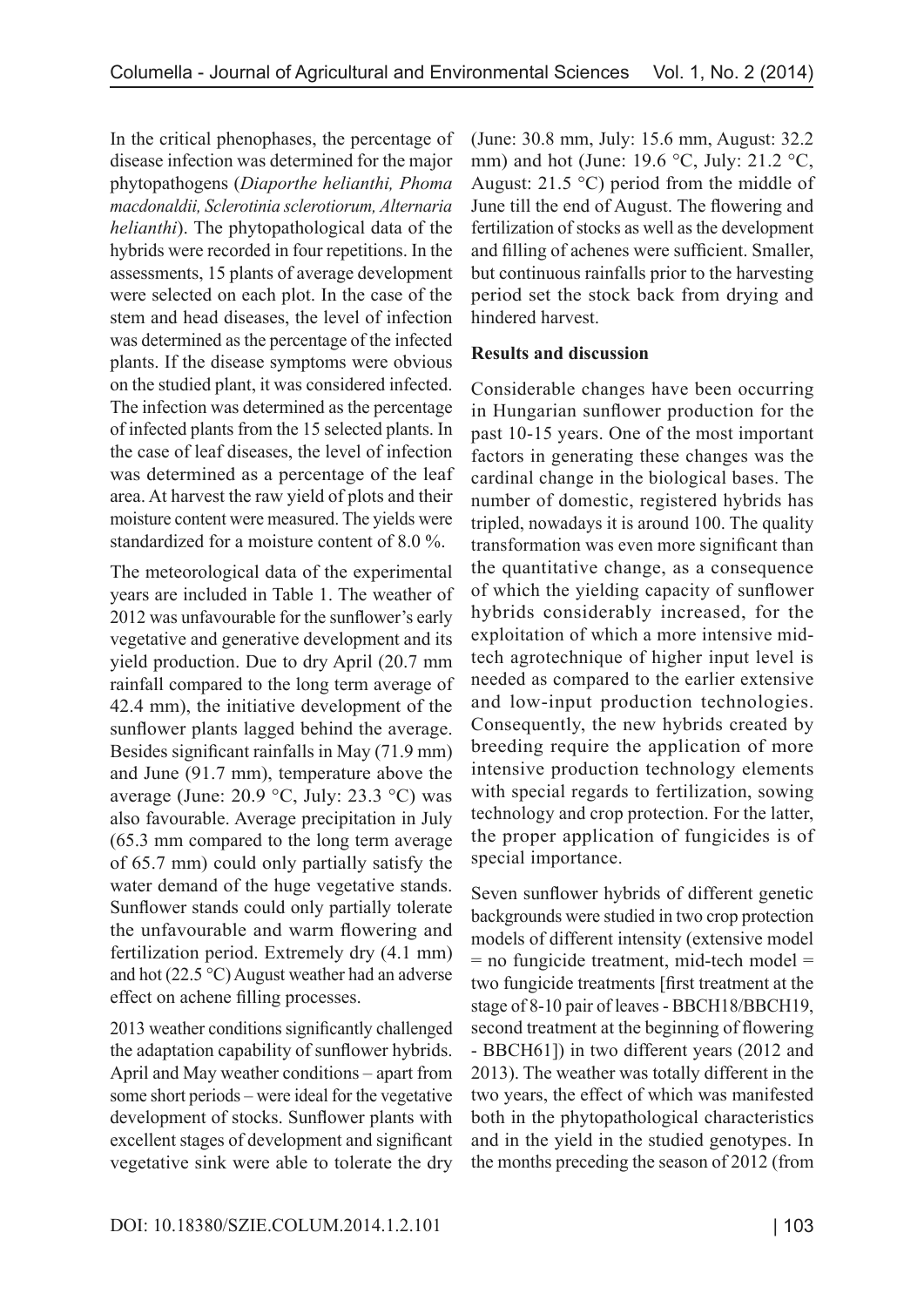In the critical phenophases, the percentage of disease infection was determined for the major phytopathogens (*Diaporthe helianthi, Phoma macdonaldii, Sclerotinia sclerotiorum, Alternaria helianthi*). The phytopathological data of the hybrids were recorded in four repetitions. In the assessments, 15 plants of average development were selected on each plot. In the case of the stem and head diseases, the level of infection was determined as the percentage of the infected plants. If the disease symptoms were obvious on the studied plant, it was considered infected. The infection was determined as the percentage of infected plants from the 15 selected plants. In the case of leaf diseases, the level of infection was determined as a percentage of the leaf area. At harvest the raw yield of plots and their moisture content were measured. The yields were standardized for a moisture content of 8.0 %.

The meteorological data of the experimental years are included in Table 1. The weather of 2012 was unfavourable for the sunflower's early vegetative and generative development and its yield production. Due to dry April (20.7 mm rainfall compared to the long term average of 42.4 mm), the initiative development of the sunflower plants lagged behind the average. Besides significant rainfalls in May (71.9 mm) and June (91.7 mm), temperature above the average (June: 20.9 °C, July: 23.3 °C) was also favourable. Average precipitation in July (65.3 mm compared to the long term average of 65.7 mm) could only partially satisfy the water demand of the huge vegetative stands. Sunflower stands could only partially tolerate the unfavourable and warm flowering and fertilization period. Extremely dry (4.1 mm) and hot (22.5 °C) August weather had an adverse effect on achene filling processes.

2013 weather conditions significantly challenged the adaptation capability of sunflower hybrids. April and May weather conditions – apart from some short periods – were ideal for the vegetative development of stocks. Sunflower plants with excellent stages of development and significant vegetative sink were able to tolerate the dry (June: 30.8 mm, July: 15.6 mm, August: 32.2 mm) and hot (June: 19.6 °C, July: 21.2 °C, August: 21.5 °C) period from the middle of June till the end of August. The flowering and fertilization of stocks as well as the development and filling of achenes were sufficient. Smaller, but continuous rainfalls prior to the harvesting period set the stock back from drying and hindered harvest.

## Results and discussion

Considerable changes have been occurring in Hungarian sunflower production for the past 10-15 years. One of the most important factors in generating these changes was the cardinal change in the biological bases. The number of domestic, registered hybrids has tripled, nowadays it is around 100. The quality transformation was even more significant than the quantitative change, as a consequence of which the yielding capacity of sunflower hybrids considerably increased, for the exploitation of which a more intensive mid-tech agrotechnique of higher input level is needed as compared to the earlier extensive and low-input production technologies. Consequently, the new hybrids created by breeding require the application of more intensive production technology elements with special regards to fertilization, sowing technology and crop protection. For the latter, the proper application of fungicides is of special importance.

Seven sunflower hybrids of different genetic backgrounds were studied in two crop protection models of different intensity (extensive model = no fungicide treatment, mid-tech model = two fungicide treatments [first treatment at the stage of 8-10 pair of leaves - BBCH18/BBCH19, second treatment at the beginning of flowering - BBCH61]) in two different years (2012 and 2013). The weather was totally different in the two years, the effect of which was manifested both in the phytopathological characteristics and in the yield in the studied genotypes. In the months preceding the season of 2012 (from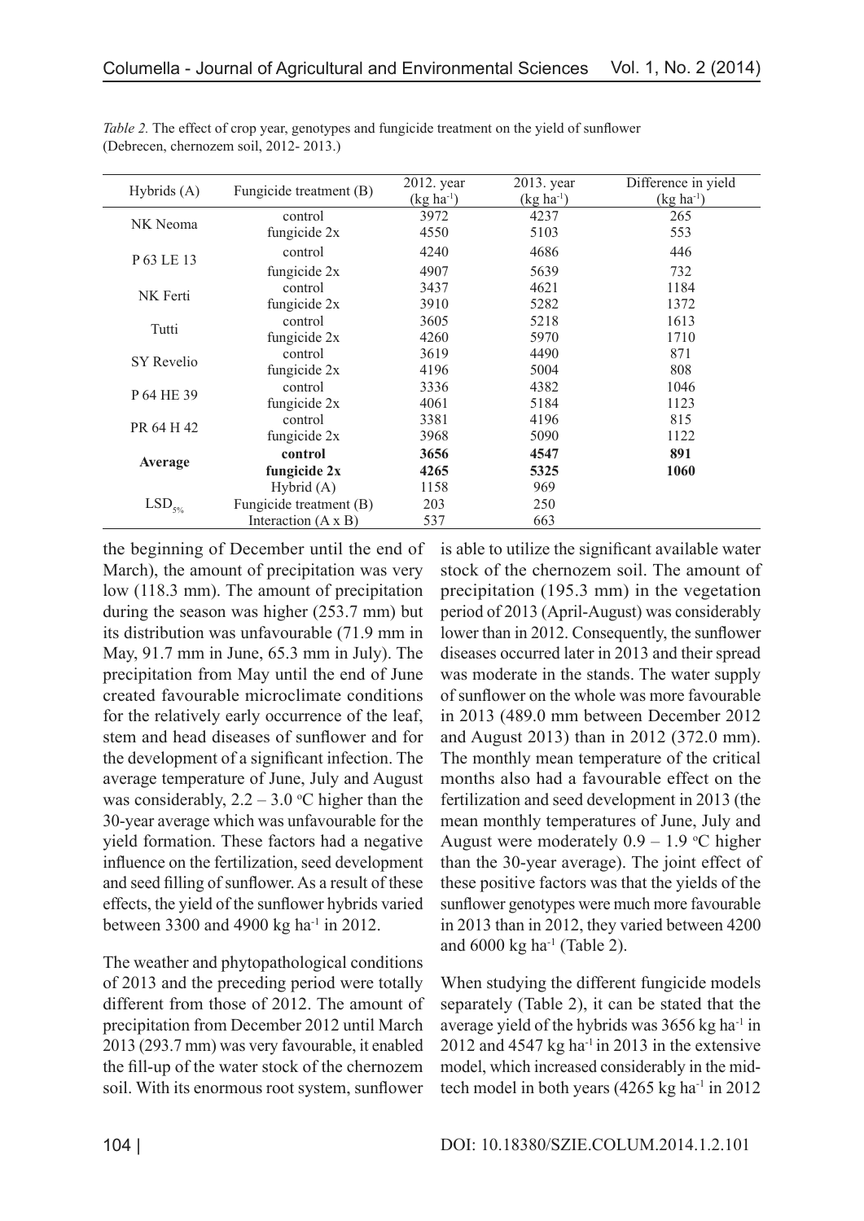*Table 2.* The effect of crop year, genotypes and fungicide treatment on the yield of sunflower (Debrecen, chernozem soil, 2012- 2013.)

| Hybrids (A) | Fungicide treatment (B) | 2012. year (kg ha$^{-1}$) | 2013. year (kg ha$^{-1}$) | Difference in yield (kg ha$^{-1}$) |
|---|---|---|---|---|
| NK Neoma | control | 3972 | 4237 | 265 |
| | fungicide 2x | 4550 | 5103 | 553 |
| P 63 LE 13 | control | 4240 | 4686 | 446 |
| | fungicide 2x | 4907 | 5639 | 732 |
| NK Ferti | control | 3437 | 4621 | 1184 |
| | fungicide 2x | 3910 | 5282 | 1372 |
| Tutti | control | 3605 | 5218 | 1613 |
| | fungicide 2x | 4260 | 5970 | 1710 |
| SY Revelio | control | 3619 | 4490 | 871 |
| | fungicide 2x | 4196 | 5004 | 808 |
| P 64 HE 39 | control | 3336 | 4382 | 1046 |
| | fungicide 2x | 4061 | 5184 | 1123 |
| PR 64 H 42 | control | 3381 | 4196 | 815 |
| | fungicide 2x | 3968 | 5090 | 1122 |
| **Average** | **control** | **3656** | **4547** | **891** |
| | **fungicide 2x** | **4265** | **5325** | **1060** |
| $LSD_{5\%}$ | Hybrid (A) | 1158 | 969 | |
| | Fungicide treatment (B) | 203 | 250 | |
| | Interaction (A x B) | 537 | 663 | |

the beginning of December until the end of March), the amount of precipitation was very low (118.3 mm). The amount of precipitation during the season was higher (253.7 mm) but its distribution was unfavourable (71.9 mm in May, 91.7 mm in June, 65.3 mm in July). The precipitation from May until the end of June created favourable microclimate conditions for the relatively early occurrence of the leaf, stem and head diseases of sunflower and for the development of a significant infection. The average temperature of June, July and August was considerably, 2.2 – 3.0 °C higher than the 30-year average which was unfavourable for the yield formation. These factors had a negative influence on the fertilization, seed development and seed filling of sunflower. As a result of these effects, the yield of the sunflower hybrids varied between 3300 and 4900 kg ha$^{-1}$ in 2012.

The weather and phytopathological conditions of 2013 and the preceding period were totally different from those of 2012. The amount of precipitation from December 2012 until March 2013 (293.7 mm) was very favourable, it enabled the fill-up of the water stock of the chernozem soil. With its enormous root system, sunflower is able to utilize the significant available water stock of the chernozem soil. The amount of precipitation (195.3 mm) in the vegetation period of 2013 (April-August) was considerably lower than in 2012. Consequently, the sunflower diseases occurred later in 2013 and their spread was moderate in the stands. The water supply of sunflower on the whole was more favourable in 2013 (489.0 mm between December 2012 and August 2013) than in 2012 (372.0 mm). The monthly mean temperature of the critical months also had a favourable effect on the fertilization and seed development in 2013 (the mean monthly temperatures of June, July and August were moderately 0.9 – 1.9 °C higher than the 30-year average). The joint effect of these positive factors was that the yields of the sunflower genotypes were much more favourable in 2013 than in 2012, they varied between 4200 and 6000 kg ha$^{-1}$ (Table 2).

When studying the different fungicide models separately (Table 2), it can be stated that the average yield of the hybrids was 3656 kg ha$^{-1}$ in 2012 and 4547 kg ha$^{-1}$ in 2013 in the extensive model, which increased considerably in the mid-tech model in both years (4265 kg ha$^{-1}$ in 2012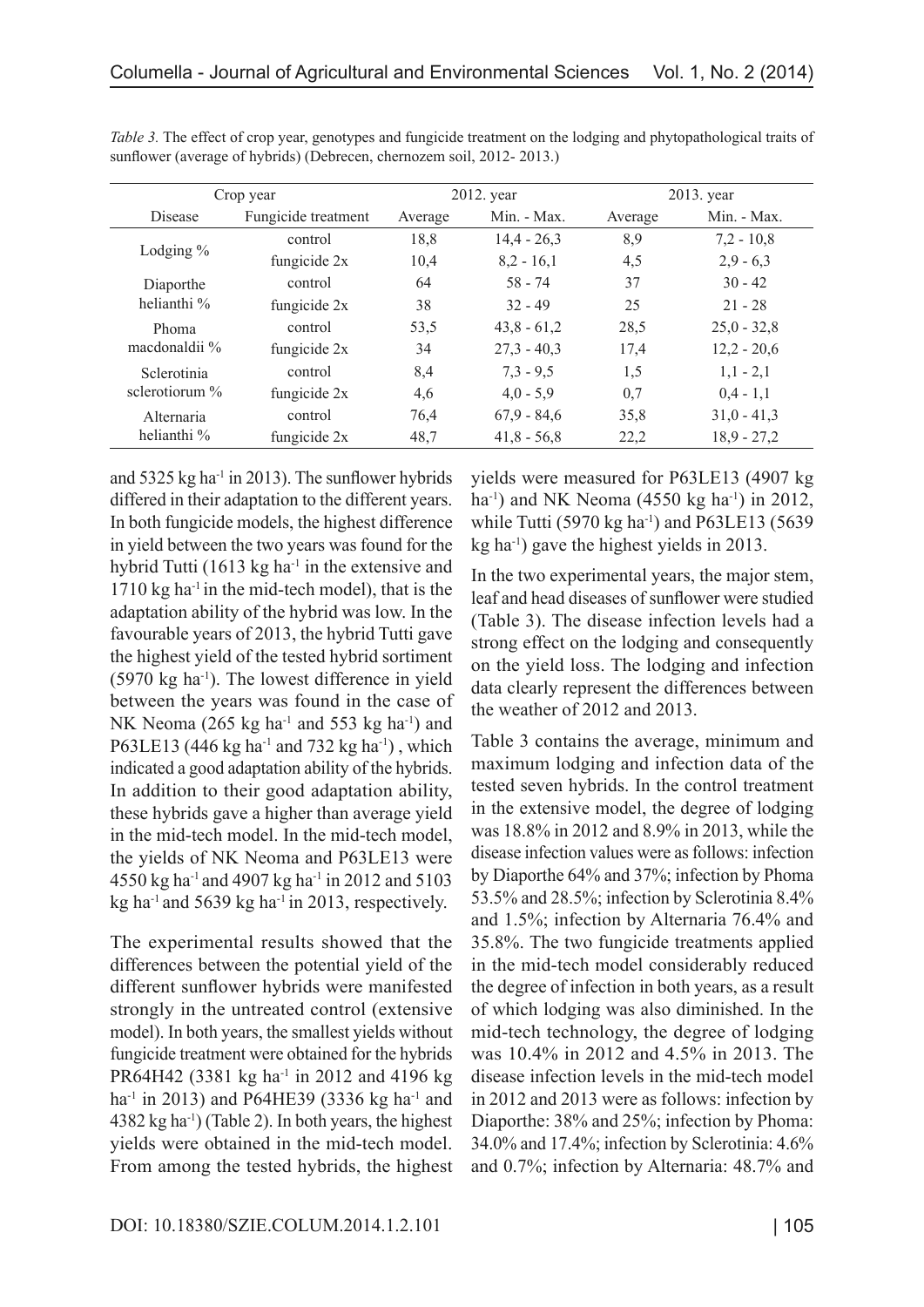*Table 3.* The effect of crop year, genotypes and fungicide treatment on the lodging and phytopathological traits of sunflower (average of hybrids) (Debrecen, chernozem soil, 2012- 2013.)

| Crop year | | 2012. year | | 2013. year | |
|---|---|---|---|---|---|
| Disease | Fungicide treatment | Average | Min. - Max. | Average | Min. - Max. |
| Lodging % | control | 18,8 | 14,4 - 26,3 | 8,9 | 7,2 - 10,8 |
| | fungicide 2x | 10,4 | 8,2 - 16,1 | 4,5 | 2,9 - 6,3 |
| Diaporthe helianthi % | control | 64 | 58 - 74 | 37 | 30 - 42 |
| | fungicide 2x | 38 | 32 - 49 | 25 | 21 - 28 |
| Phoma macdonaldii % | control | 53,5 | 43,8 - 61,2 | 28,5 | 25,0 - 32,8 |
| | fungicide 2x | 34 | 27,3 - 40,3 | 17,4 | 12,2 - 20,6 |
| Sclerotinia sclerotiorum % | control | 8,4 | 7,3 - 9,5 | 1,5 | 1,1 - 2,1 |
| | fungicide 2x | 4,6 | 4,0 - 5,9 | 0,7 | 0,4 - 1,1 |
| Alternaria helianthi % | control | 76,4 | 67,9 - 84,6 | 35,8 | 31,0 - 41,3 |
| | fungicide 2x | 48,7 | 41,8 - 56,8 | 22,2 | 18,9 - 27,2 |

and 5325 kg ha$^{-1}$ in 2013). The sunflower hybrids differed in their adaptation to the different years. In both fungicide models, the highest difference in yield between the two years was found for the hybrid Tutti (1613 kg ha$^{-1}$ in the extensive and 1710 kg ha$^{-1}$ in the mid-tech model), that is the adaptation ability of the hybrid was low. In the favourable years of 2013, the hybrid Tutti gave the highest yield of the tested hybrid sortiment (5970 kg ha$^{-1}$). The lowest difference in yield between the years was found in the case of NK Neoma (265 kg ha$^{-1}$ and 553 kg ha$^{-1}$) and P63LE13 (446 kg ha$^{-1}$ and 732 kg ha$^{-1}$) , which indicated a good adaptation ability of the hybrids. In addition to their good adaptation ability, these hybrids gave a higher than average yield in the mid-tech model. In the mid-tech model, the yields of NK Neoma and P63LE13 were 4550 kg ha$^{-1}$ and 4907 kg ha$^{-1}$ in 2012 and 5103 kg ha$^{-1}$ and 5639 kg ha$^{-1}$ in 2013, respectively.

The experimental results showed that the differences between the potential yield of the different sunflower hybrids were manifested strongly in the untreated control (extensive model). In both years, the smallest yields without fungicide treatment were obtained for the hybrids PR64H42 (3381 kg ha$^{-1}$ in 2012 and 4196 kg ha$^{-1}$ in 2013) and P64HE39 (3336 kg ha$^{-1}$ and 4382 kg ha$^{-1}$) (Table 2). In both years, the highest yields were obtained in the mid-tech model. From among the tested hybrids, the highest yields were measured for P63LE13 (4907 kg ha$^{-1}$) and NK Neoma (4550 kg ha$^{-1}$) in 2012, while Tutti (5970 kg ha$^{-1}$) and P63LE13 (5639 kg ha$^{-1}$) gave the highest yields in 2013.

In the two experimental years, the major stem, leaf and head diseases of sunflower were studied (Table 3). The disease infection levels had a strong effect on the lodging and consequently on the yield loss. The lodging and infection data clearly represent the differences between the weather of 2012 and 2013.

Table 3 contains the average, minimum and maximum lodging and infection data of the tested seven hybrids. In the control treatment in the extensive model, the degree of lodging was 18.8% in 2012 and 8.9% in 2013, while the disease infection values were as follows: infection by Diaporthe 64% and 37%; infection by Phoma 53.5% and 28.5%; infection by Sclerotinia 8.4% and 1.5%; infection by Alternaria 76.4% and 35.8%. The two fungicide treatments applied in the mid-tech model considerably reduced the degree of infection in both years, as a result of which lodging was also diminished. In the mid-tech technology, the degree of lodging was 10.4% in 2012 and 4.5% in 2013. The disease infection levels in the mid-tech model in 2012 and 2013 were as follows: infection by Diaporthe: 38% and 25%; infection by Phoma: 34.0% and 17.4%; infection by Sclerotinia: 4.6% and 0.7%; infection by Alternaria: 48.7% and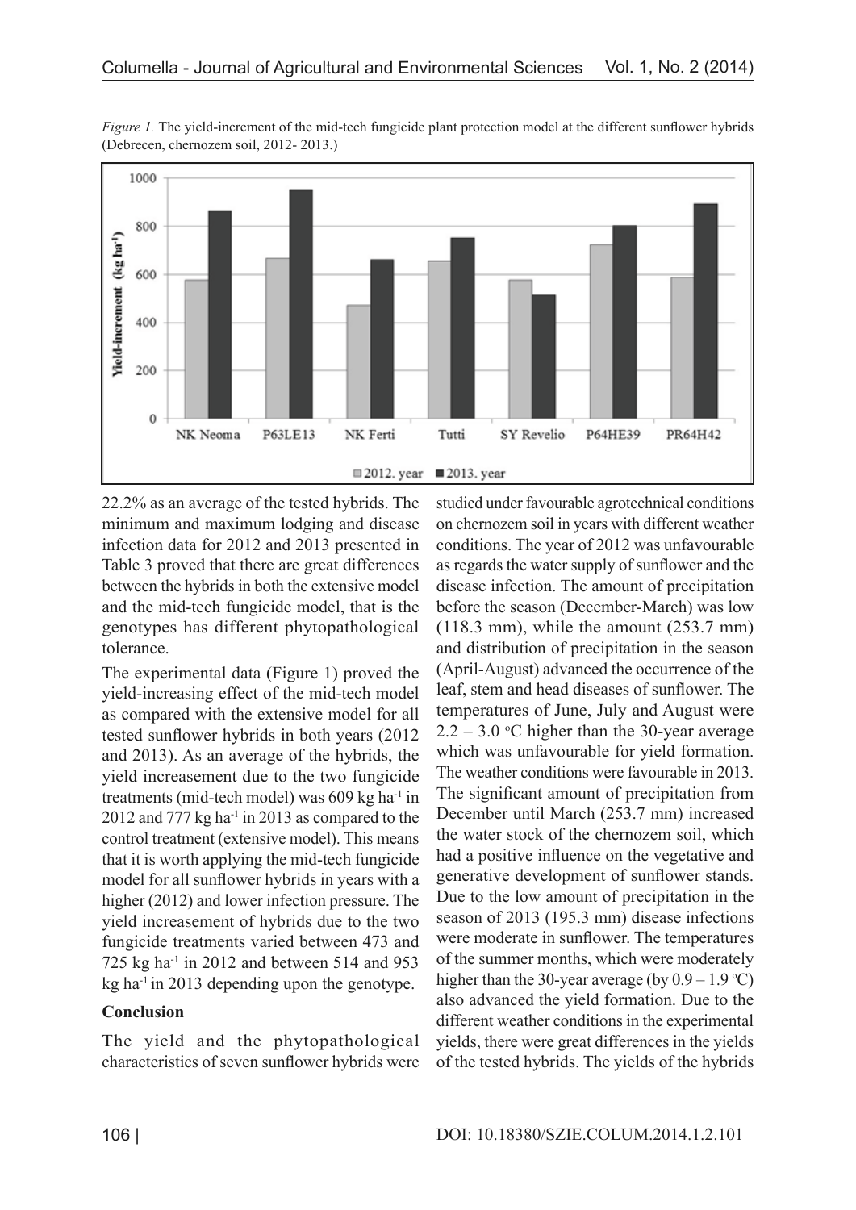*Figure 1.* The yield-increment of the mid-tech fungicide plant protection model at the different sunflower hybrids (Debrecen, chernozem soil, 2012- 2013.)

22.2% as an average of the tested hybrids. The minimum and maximum lodging and disease infection data for 2012 and 2013 presented in Table 3 proved that there are great differences between the hybrids in both the extensive model and the mid-tech fungicide model, that is the genotypes has different phytopathological tolerance.

The experimental data (Figure 1) proved the yield-increasing effect of the mid-tech model as compared with the extensive model for all tested sunflower hybrids in both years (2012 and 2013). As an average of the hybrids, the yield increasement due to the two fungicide treatments (mid-tech model) was 609 kg ha$^{-1}$ in 2012 and 777 kg ha$^{-1}$ in 2013 as compared to the control treatment (extensive model). This means that it is worth applying the mid-tech fungicide model for all sunflower hybrids in years with a higher (2012) and lower infection pressure. The yield increasement of hybrids due to the two fungicide treatments varied between 473 and 725 kg ha$^{-1}$ in 2012 and between 514 and 953 kg ha$^{-1}$ in 2013 depending upon the genotype.

## Conclusion

The yield and the phytopathological characteristics of seven sunflower hybrids were studied under favourable agrotechnical conditions on chernozem soil in years with different weather conditions. The year of 2012 was unfavourable as regards the water supply of sunflower and the disease infection. The amount of precipitation before the season (December-March) was low (118.3 mm), while the amount (253.7 mm) and distribution of precipitation in the season (April-August) advanced the occurrence of the leaf, stem and head diseases of sunflower. The temperatures of June, July and August were 2.2 – 3.0 °C higher than the 30-year average which was unfavourable for yield formation. The weather conditions were favourable in 2013. The significant amount of precipitation from December until March (253.7 mm) increased the water stock of the chernozem soil, which had a positive influence on the vegetative and generative development of sunflower stands. Due to the low amount of precipitation in the season of 2013 (195.3 mm) disease infections were moderate in sunflower. The temperatures of the summer months, which were moderately higher than the 30-year average (by 0.9 – 1.9 °C) also advanced the yield formation. Due to the different weather conditions in the experimental yields, there were great differences in the yields of the tested hybrids. The yields of the hybrids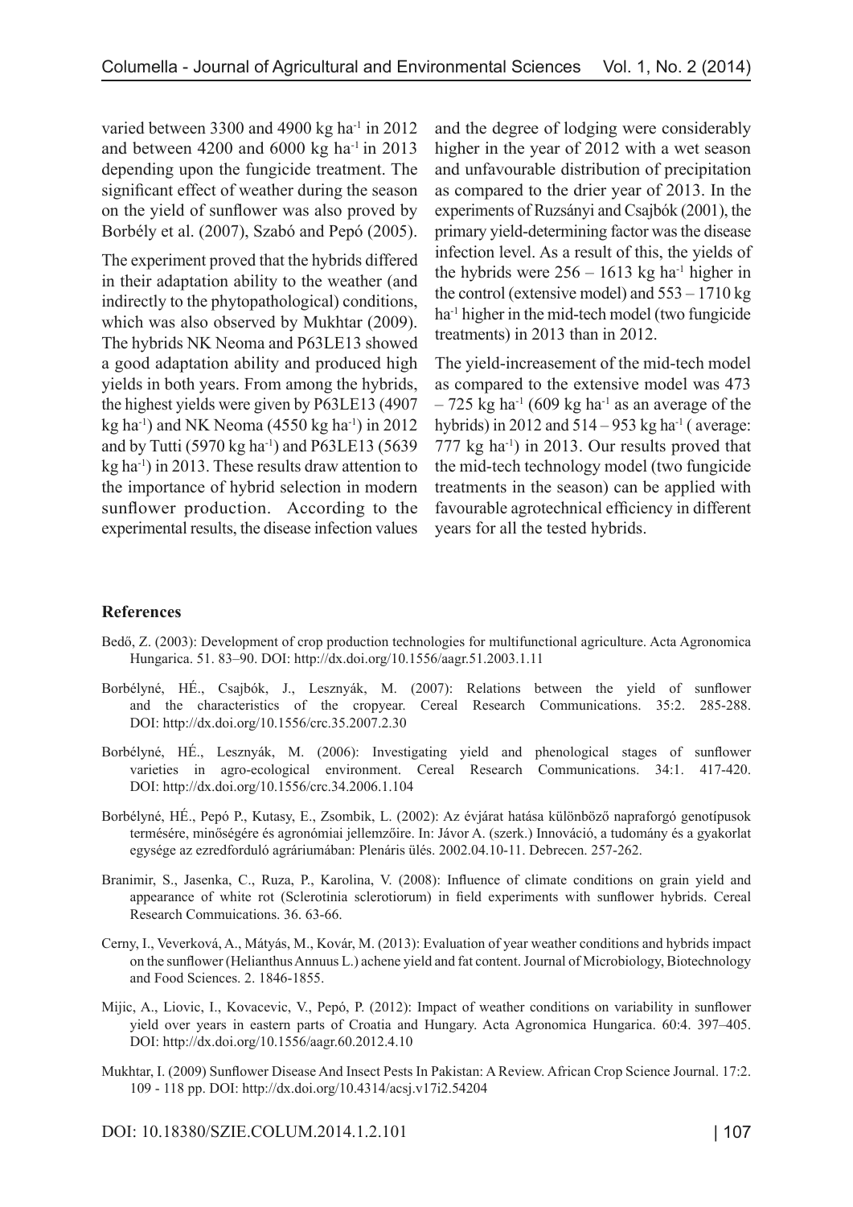varied between 3300 and 4900 kg ha$^{-1}$ in 2012 and between 4200 and 6000 kg ha$^{-1}$ in 2013 depending upon the fungicide treatment. The significant effect of weather during the season on the yield of sunflower was also proved by Borbély et al. (2007), Szabó and Pepó (2005).

The experiment proved that the hybrids differed in their adaptation ability to the weather (and indirectly to the phytopathological) conditions, which was also observed by Mukhtar (2009). The hybrids NK Neoma and P63LE13 showed a good adaptation ability and produced high yields in both years. From among the hybrids, the highest yields were given by P63LE13 (4907 kg ha$^{-1}$) and NK Neoma (4550 kg ha$^{-1}$) in 2012 and by Tutti (5970 kg ha$^{-1}$) and P63LE13 (5639 kg ha$^{-1}$) in 2013. These results draw attention to the importance of hybrid selection in modern sunflower production. According to the experimental results, the disease infection values and the degree of lodging were considerably higher in the year of 2012 with a wet season and unfavourable distribution of precipitation as compared to the drier year of 2013. In the experiments of Ruzsányi and Csajbók (2001), the primary yield-determining factor was the disease infection level. As a result of this, the yields of the hybrids were 256 – 1613 kg ha$^{-1}$ higher in the control (extensive model) and 553 – 1710 kg ha$^{-1}$ higher in the mid-tech model (two fungicide treatments) in 2013 than in 2012.

The yield-increasement of the mid-tech model as compared to the extensive model was 473 – 725 kg ha$^{-1}$ (609 kg ha$^{-1}$ as an average of the hybrids) in 2012 and 514 – 953 kg ha$^{-1}$ ( average: 777 kg ha$^{-1}$) in 2013. Our results proved that the mid-tech technology model (two fungicide treatments in the season) can be applied with favourable agrotechnical efficiency in different years for all the tested hybrids.

## References

Bedő, Z. (2003): Development of crop production technologies for multifunctional agriculture. Acta Agronomica Hungarica. 51. 83–90. DOI: http://dx.doi.org/10.1556/aagr.51.2003.1.11

Borbélyné, HÉ., Csajbók, J., Lesznyák, M. (2007): Relations between the yield of sunflower and the characteristics of the cropyear. Cereal Research Communications. 35:2. 285-288. DOI: http://dx.doi.org/10.1556/crc.35.2007.2.30

Borbélyné, HÉ., Lesznyák, M. (2006): Investigating yield and phenological stages of sunflower varieties in agro-ecological environment. Cereal Research Communications. 34:1. 417-420. DOI: http://dx.doi.org/10.1556/crc.34.2006.1.104

Borbélyné, HÉ., Pepó P., Kutasy, E., Zsombik, L. (2002): Az évjárat hatása különböző napraforgó genotípusok termésére, minőségére és agronómiai jellemzőire. In: Jávor A. (szerk.) Innováció, a tudomány és a gyakorlat egysége az ezredforduló agráriumában: Plenáris ülés. 2002.04.10-11. Debrecen. 257-262.

Branimir, S., Jasenka, C., Ruza, P., Karolina, V. (2008): Influence of climate conditions on grain yield and appearance of white rot (Sclerotinia sclerotiorum) in field experiments with sunflower hybrids. Cereal Research Commuications. 36. 63-66.

Cerny, I., Veverková, A., Mátyás, M., Kovár, M. (2013): Evaluation of year weather conditions and hybrids impact on the sunflower (Helianthus Annuus L.) achene yield and fat content. Journal of Microbiology, Biotechnology and Food Sciences. 2. 1846-1855.

Mijic, A., Liovic, I., Kovacevic, V., Pepó, P. (2012): Impact of weather conditions on variability in sunflower yield over years in eastern parts of Croatia and Hungary. Acta Agronomica Hungarica. 60:4. 397–405. DOI: http://dx.doi.org/10.1556/aagr.60.2012.4.10

Mukhtar, I. (2009) Sunflower Disease And Insect Pests In Pakistan: A Review. African Crop Science Journal. 17:2. 109 - 118 pp. DOI: http://dx.doi.org/10.4314/acsj.v17i2.54204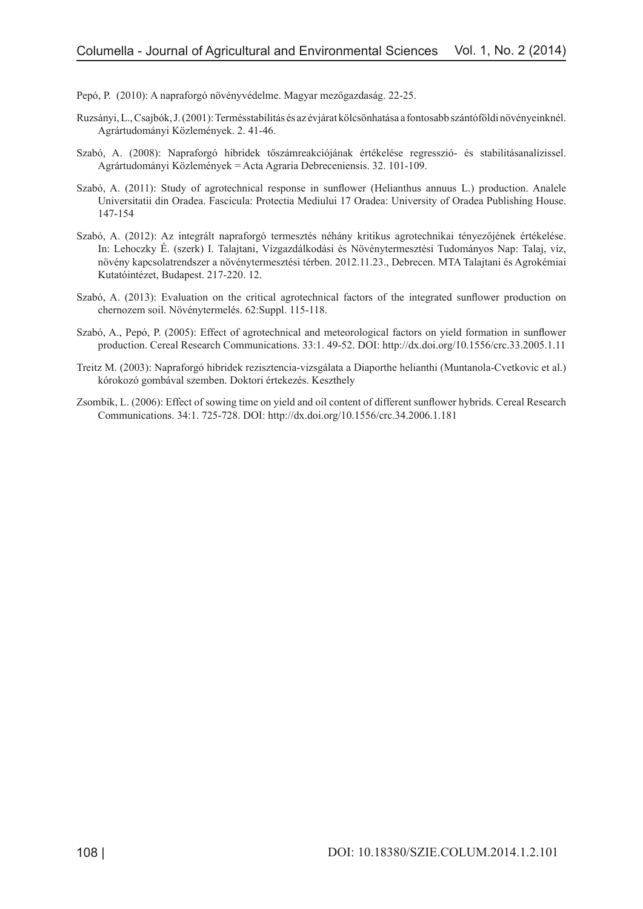Pepó, P. (2010): A napraforgó növényvédelme. Magyar mezőgazdaság. 22-25.

Ruzsányi, L., Csajbók, J. (2001): Termésstabilitás és az évjárat kölcsönhatása a fontosabb szántóföldi növényeinknél. Agrártudományi Közlemények. 2. 41-46.

Szabó, A. (2008): Napraforgó hibridek tőszámreakciójának értékelése regresszió- és stabilitásanalízissel. Agrártudományi Közlemények = Acta Agraria Debreceniensis. 32. 101-109.

Szabó, A. (2011): Study of agrotechnical response in sunflower (Helianthus annuus L.) production. Analele Universitatii din Oradea. Fascicula: Protectia Mediului 17 Oradea: University of Oradea Publishing House. 147-154

Szabó, A. (2012): Az integrált napraforgó termesztés néhány kritikus agrotechnikai tényezőjének értékelése. In: Lehoczky É. (szerk) I. Talajtani, Vízgazdálkodási és Növénytermesztési Tudományos Nap: Talaj, víz, növény kapcsolatrendszer a növénytermesztési térben. 2012.11.23., Debrecen. MTA Talajtani és Agrokémiai Kutatóintézet, Budapest. 217-220. 12.

Szabó, A. (2013): Evaluation on the critical agrotechnical factors of the integrated sunflower production on chernozem soil. Növénytermelés. 62:Suppl. 115-118.

Szabó, A., Pepó, P. (2005): Effect of agrotechnical and meteorological factors on yield formation in sunflower production. Cereal Research Communications. 33:1. 49-52. DOI: http://dx.doi.org/10.1556/crc.33.2005.1.11

Treitz M. (2003): Napraforgó hibridek rezisztencia-vizsgálata a Diaporthe helianthi (Muntanola-Cvetkovic et al.) kórokozó gombával szemben. Doktori értekezés. Keszthely

Zsombik, L. (2006): Effect of sowing time on yield and oil content of different sunflower hybrids. Cereal Research Communications. 34:1. 725-728. DOI: http://dx.doi.org/10.1556/crc.34.2006.1.181